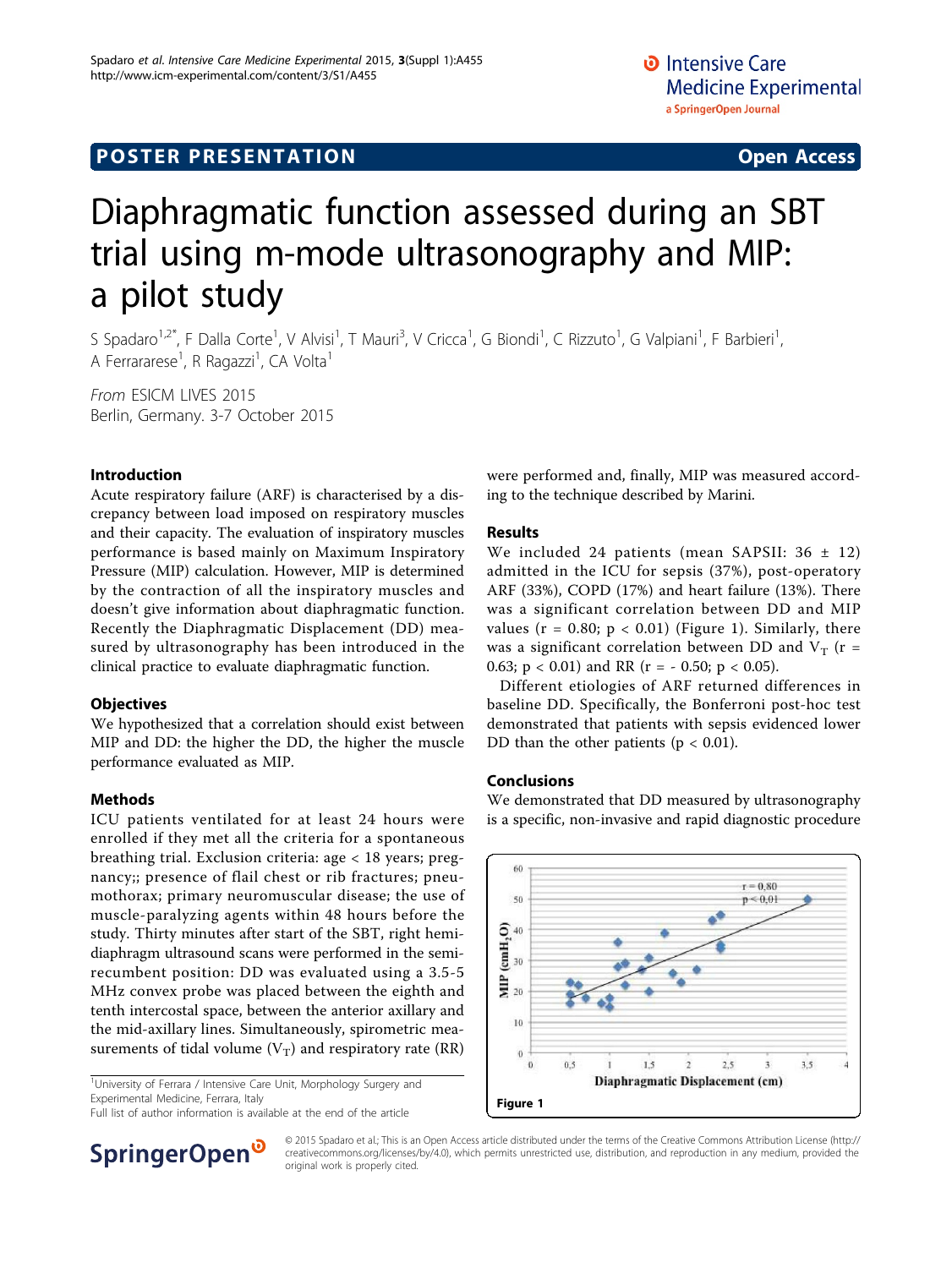**POSTER PRESENTATION** **Open Access**

# Diaphragmatic function assessed during an SBT trial using m-mode ultrasonography and MIP: a pilot study

S Spadaro[1,2*], F Dalla Corte[1], V Alvisi[1], T Mauri[3], V Cricca[1], G Biondi[1], C Rizzuto[1], G Valpiani[1], F Barbieri[1], A Ferrararese[1], R Ragazzi[1], CA Volta[1]

*From* ESICM LIVES 2015
Berlin, Germany. 3-7 October 2015

### Introduction

Acute respiratory failure (ARF) is characterised by a discrepancy between load imposed on respiratory muscles and their capacity. The evaluation of inspiratory muscles performance is based mainly on Maximum Inspiratory Pressure (MIP) calculation. However, MIP is determined by the contraction of all the inspiratory muscles and doesn't give information about diaphragmatic function. Recently the Diaphragmatic Displacement (DD) measured by ultrasonography has been introduced in the clinical practice to evaluate diaphragmatic function.

### Objectives

We hypothesized that a correlation should exist between MIP and DD: the higher the DD, the higher the muscle performance evaluated as MIP.

### Methods

ICU patients ventilated for at least 24 hours were enrolled if they met all the criteria for a spontaneous breathing trial. Exclusion criteria: age < 18 years; pregnancy;; presence of flail chest or rib fractures; pneumothorax; primary neuromuscular disease; the use of muscle-paralyzing agents within 48 hours before the study. Thirty minutes after start of the SBT, right hemidiaphragm ultrasound scans were performed in the semi-recumbent position: DD was evaluated using a 3.5-5 MHz convex probe was placed between the eighth and tenth intercostal space, between the anterior axillary and the mid-axillary lines. Simultaneously, spirometric measurements of tidal volume ($V_T$) and respiratory rate (RR) were performed and, finally, MIP was measured according to the technique described by Marini.

### Results

We included 24 patients (mean SAPSII: 36 ± 12) admitted in the ICU for sepsis (37%), post-operatory ARF (33%), COPD (17%) and heart failure (13%). There was a significant correlation between DD and MIP values ($r = 0.80$; $p < 0.01$) (Figure 1). Similarly, there was a significant correlation between DD and $V_T$ ($r = 0.63$; $p < 0.01$) and RR ($r = -0.50$; $p < 0.05$).

Different etiologies of ARF returned differences in baseline DD. Specifically, the Bonferroni post-hoc test demonstrated that patients with sepsis evidenced lower DD than the other patients ($p < 0.01$).

### Conclusions

We demonstrated that DD measured by ultrasonography is a specific, non-invasive and rapid diagnostic procedure

Figure 1

[1]University of Ferrara / Intensive Care Unit, Morphology Surgery and Experimental Medicine, Ferrara, Italy
Full list of author information is available at the end of the article

© 2015 Spadaro et al.; This is an Open Access article distributed under the terms of the Creative Commons Attribution License (http://creativecommons.org/licenses/by/4.0), which permits unrestricted use, distribution, and reproduction in any medium, provided the original work is properly cited.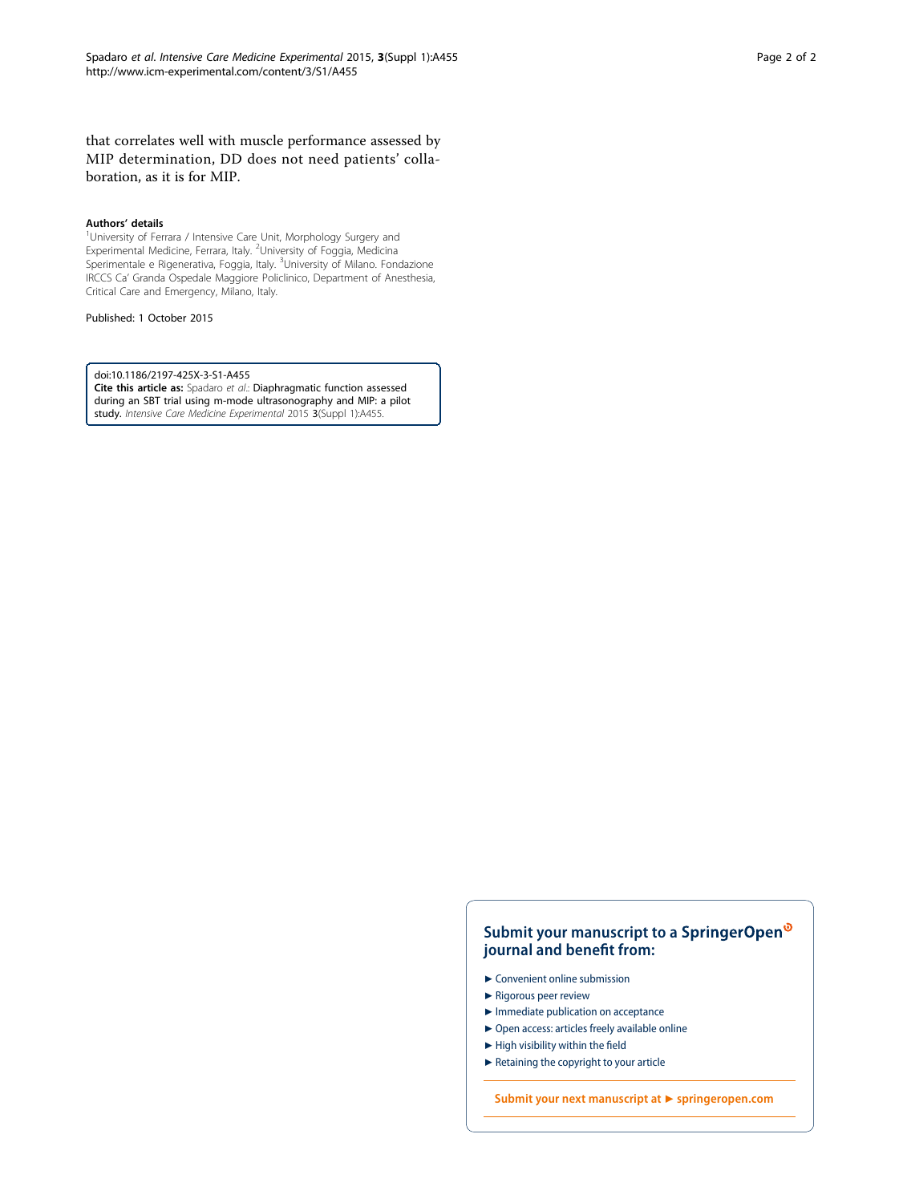that correlates well with muscle performance assessed by MIP determination, DD does not need patients' collaboration, as it is for MIP.

#### Authors' details

[1]University of Ferrara / Intensive Care Unit, Morphology Surgery and Experimental Medicine, Ferrara, Italy. [2]University of Foggia, Medicina Sperimentale e Rigenerativa, Foggia, Italy. [3]University of Milano. Fondazione IRCCS Ca' Granda Ospedale Maggiore Policlinico, Department of Anesthesia, Critical Care and Emergency, Milano, Italy.

Published: 1 October 2015

doi:10.1186/2197-425X-3-S1-A455

**Cite this article as:** Spadaro *et al.*: **Diaphragmatic function assessed during an SBT trial using m-mode ultrasonography and MIP: a pilot study.** *Intensive Care Medicine Experimental* 2015 **3**(Suppl 1):A455.

**Submit your manuscript to a SpringerOpen journal and benefit from:**

- ► Convenient online submission
- ► Rigorous peer review
- ► Immediate publication on acceptance
- ► Open access: articles freely available online
- ► High visibility within the field
- ► Retaining the copyright to your article

**Submit your next manuscript at ► springeropen.com**